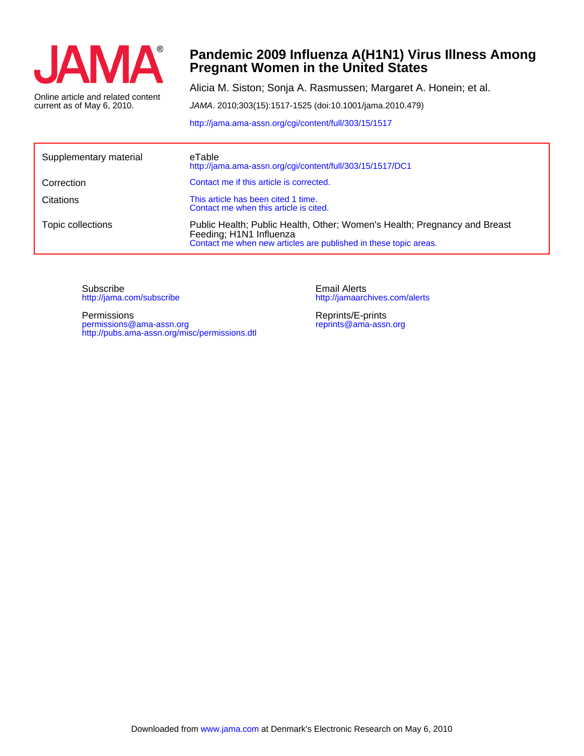JAMA®

Online article and related content current as of May 6, 2010.

# Pandemic 2009 Influenza A(H1N1) Virus Illness Among Pregnant Women in the United States

Alicia M. Siston; Sonja A. Rasmussen; Margaret A. Honein; et al.

*JAMA*. 2010;303(15):1517-1525 (doi:10.1001/jama.2010.479)

http://jama.ama-assn.org/cgi/content/full/303/15/1517

| | |
|---|---|
| Supplementary material | eTable<br>http://jama.ama-assn.org/cgi/content/full/303/15/1517/DC1 |
| Correction | Contact me if this article is corrected. |
| Citations | This article has been cited 1 time.<br>Contact me when this article is cited. |
| Topic collections | Public Health; Public Health, Other; Women's Health; Pregnancy and Breast Feeding; H1N1 Influenza<br>Contact me when new articles are published in these topic areas. |

Subscribe
http://jama.com/subscribe

Permissions
permissions@ama-assn.org
http://pubs.ama-assn.org/misc/permissions.dtl

Email Alerts
http://jamaarchives.com/alerts

Reprints/E-prints
reprints@ama-assn.org

Downloaded from www.jama.com at Denmark's Electronic Research on May 6, 2010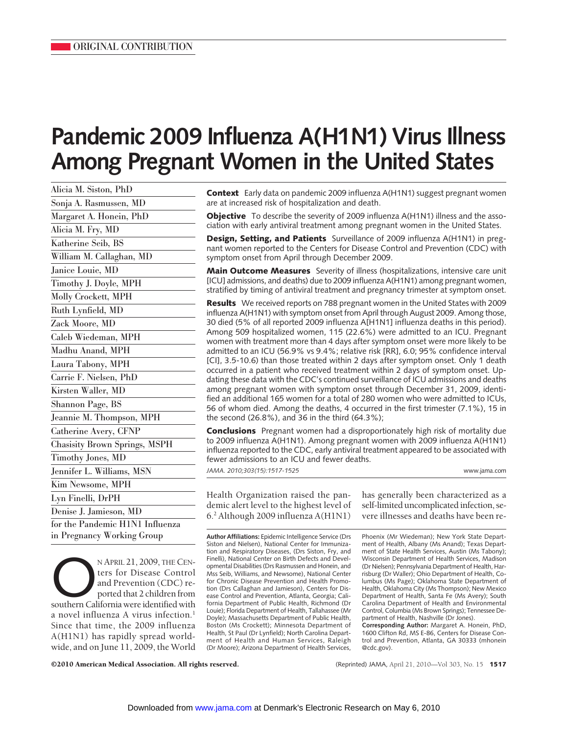ORIGINAL CONTRIBUTION

# Pandemic 2009 Influenza A(H1N1) Virus Illness Among Pregnant Women in the United States

Alicia M. Siston, PhD
Sonja A. Rasmussen, MD
Margaret A. Honein, PhD
Alicia M. Fry, MD
Katherine Seib, BS
William M. Callaghan, MD
Janice Louie, MD
Timothy J. Doyle, MPH
Molly Crockett, MPH
Ruth Lynfield, MD
Zack Moore, MD
Caleb Wiedeman, MPH
Madhu Anand, MPH
Laura Tabony, MPH
Carrie F. Nielsen, PhD
Kirsten Waller, MD
Shannon Page, BS
Jeannie M. Thompson, MPH
Catherine Avery, CFNP
Chasisity Brown Springs, MSPH
Timothy Jones, MD
Jennifer L. Williams, MSN
Kim Newsome, MPH
Lyn Finelli, DrPH
Denise J. Jamieson, MD
for the Pandemic H1N1 Influenza in Pregnancy Working Group

**Context** Early data on pandemic 2009 influenza A(H1N1) suggest pregnant women are at increased risk of hospitalization and death.

**Objective** To describe the severity of 2009 influenza A(H1N1) illness and the association with early antiviral treatment among pregnant women in the United States.

**Design, Setting, and Patients** Surveillance of 2009 influenza A(H1N1) in pregnant women reported to the Centers for Disease Control and Prevention (CDC) with symptom onset from April through December 2009.

**Main Outcome Measures** Severity of illness (hospitalizations, intensive care unit [ICU] admissions, and deaths) due to 2009 influenza A(H1N1) among pregnant women, stratified by timing of antiviral treatment and pregnancy trimester at symptom onset.

**Results** We received reports on 788 pregnant women in the United States with 2009 influenza A(H1N1) with symptom onset from April through August 2009. Among those, 30 died (5% of all reported 2009 influenza A[H1N1] influenza deaths in this period). Among 509 hospitalized women, 115 (22.6%) were admitted to an ICU. Pregnant women with treatment more than 4 days after symptom onset were more likely to be admitted to an ICU (56.9% vs 9.4%; relative risk [RR], 6.0; 95% confidence interval [CI], 3.5-10.6) than those treated within 2 days after symptom onset. Only 1 death occurred in a patient who received treatment within 2 days of symptom onset. Updating these data with the CDC's continued surveillance of ICU admissions and deaths among pregnant women with symptom onset through December 31, 2009, identified an additional 165 women for a total of 280 women who were admitted to ICUs, 56 of whom died. Among the deaths, 4 occurred in the first trimester (7.1%), 15 in the second (26.8%), and 36 in the third (64.3%);

**Conclusions** Pregnant women had a disproportionately high risk of mortality due to 2009 influenza A(H1N1). Among pregnant women with 2009 influenza A(H1N1) influenza reported to the CDC, early antiviral treatment appeared to be associated with fewer admissions to an ICU and fewer deaths.

*JAMA. 2010;303(15):1517-1525* www.jama.com

On April 21, 2009, the Centers for Disease Control and Prevention (CDC) reported that 2 children from southern California were identified with a novel influenza A virus infection.[1] Since that time, the 2009 influenza A(H1N1) has rapidly spread worldwide, and on June 11, 2009, the World Health Organization raised the pandemic alert level to the highest level of 6.[2] Although 2009 influenza A(H1N1) has generally been characterized as a self-limited uncomplicated infection, severe illnesses and deaths have been re-

**Author Affiliations:** Epidemic Intelligence Service (Drs Siston and Nielsen), National Center for Immunization and Respiratory Diseases, (Drs Siston, Fry, and Finelli), National Center on Birth Defects and Developmental Disabilities (Drs Rasmussen and Honein, and Mss Seib, Williams, and Newsome), National Center for Chronic Disease Prevention and Health Promotion (Drs Callaghan and Jamieson), Centers for Disease Control and Prevention, Atlanta, Georgia; California Department of Public Health, Richmond (Dr Louie); Florida Department of Health, Tallahassee (Mr Doyle); Massachusetts Department of Public Health, Boston (Ms Crockett); Minnesota Department of Health, St Paul (Dr Lynfield); North Carolina Department of Health and Human Services, Raleigh (Dr Moore); Arizona Department of Health Services, Phoenix (Mr Wiedeman); New York State Department of Health, Albany (Ms Anand); Texas Department of State Health Services, Austin (Ms Tabony); Wisconsin Department of Health Services, Madison (Dr Nielsen); Pennsylvania Department of Health, Harrisburg (Dr Waller); Ohio Department of Health, Columbus (Ms Page); Oklahoma State Department of Health, Oklahoma City (Ms Thompson); New Mexico Department of Health, Santa Fe (Ms Avery); South Carolina Department of Health and Environmental Control, Columbia (Ms Brown Springs); Tennessee Department of Health, Nashville (Dr Jones).

**Corresponding Author:** Margaret A. Honein, PhD, 1600 Clifton Rd, MS E-86, Centers for Disease Control and Prevention, Atlanta, GA 30333 (mhonein@cdc.gov).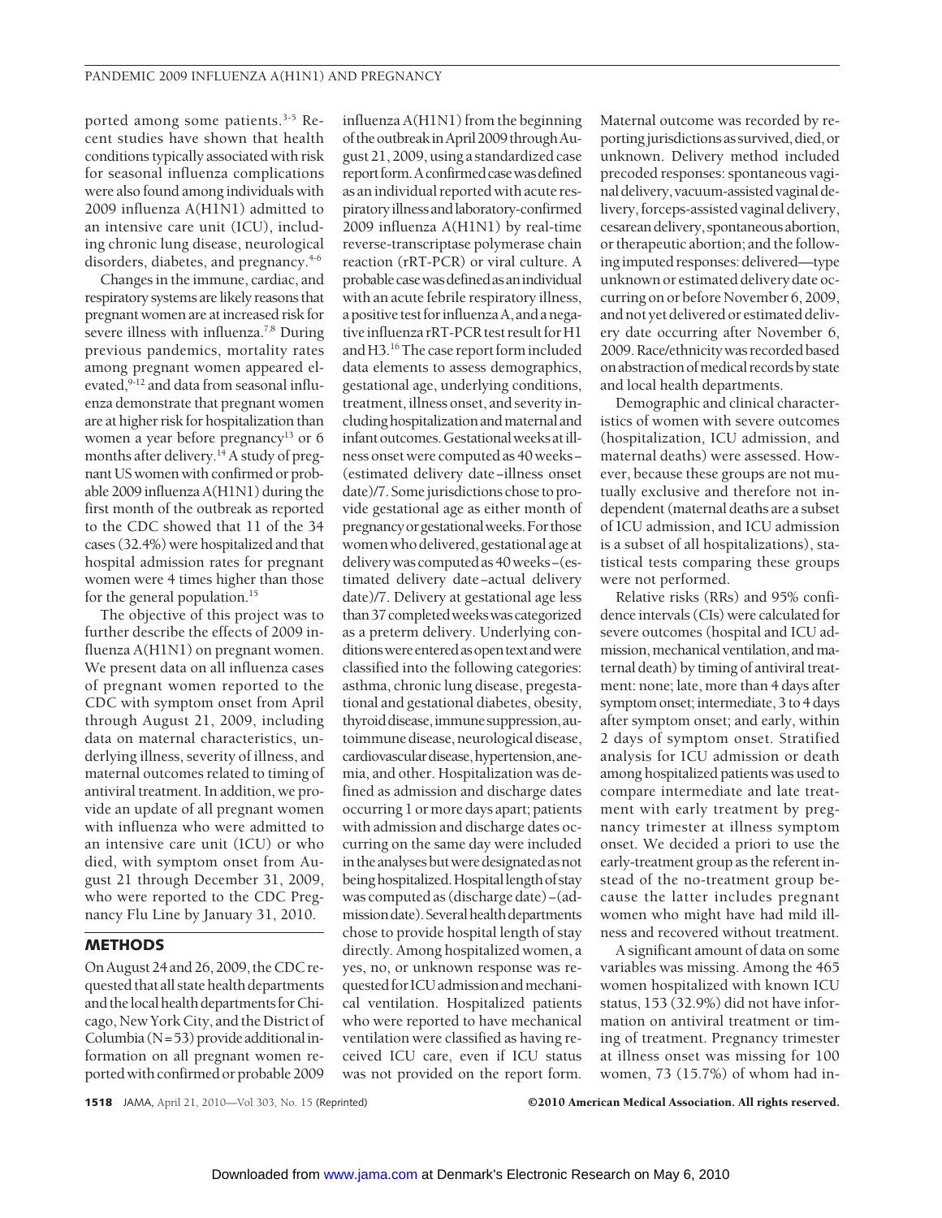ported among some patients.[3-5] Recent studies have shown that health conditions typically associated with risk for seasonal influenza complications were also found among individuals with 2009 influenza A(H1N1) admitted to an intensive care unit (ICU), including chronic lung disease, neurological disorders, diabetes, and pregnancy.[4-6]

Changes in the immune, cardiac, and respiratory systems are likely reasons that pregnant women are at increased risk for severe illness with influenza.[7,8] During previous pandemics, mortality rates among pregnant women appeared elevated,[9-12] and data from seasonal influenza demonstrate that pregnant women are at higher risk for hospitalization than women a year before pregnancy[13] or 6 months after delivery.[14] A study of pregnant US women with confirmed or probable 2009 influenza A(H1N1) during the first month of the outbreak as reported to the CDC showed that 11 of the 34 cases (32.4%) were hospitalized and that hospital admission rates for pregnant women were 4 times higher than those for the general population.[15]

The objective of this project was to further describe the effects of 2009 influenza A(H1N1) on pregnant women. We present data on all influenza cases of pregnant women reported to the CDC with symptom onset from April through August 21, 2009, including data on maternal characteristics, underlying illness, severity of illness, and maternal outcomes related to timing of antiviral treatment. In addition, we provide an update of all pregnant women with influenza who were admitted to an intensive care unit (ICU) or who died, with symptom onset from August 21 through December 31, 2009, who were reported to the CDC Pregnancy Flu Line by January 31, 2010.

## METHODS

On August 24 and 26, 2009, the CDC requested that all state health departments and the local health departments for Chicago, New York City, and the District of Columbia (N=53) provide additional information on all pregnant women reported with confirmed or probable 2009 influenza A(H1N1) from the beginning of the outbreak in April 2009 through August 21, 2009, using a standardized case report form. A confirmed case was defined as an individual reported with acute respiratory illness and laboratory-confirmed 2009 influenza A(H1N1) by real-time reverse-transcriptase polymerase chain reaction (rRT-PCR) or viral culture. A probable case was defined as an individual with an acute febrile respiratory illness, a positive test for influenza A, and a negative influenza rRT-PCR test result for H1 and H3.[16] The case report form included data elements to assess demographics, gestational age, underlying conditions, treatment, illness onset, and severity including hospitalization and maternal and infant outcomes. Gestational weeks at illness onset were computed as 40 weeks − (estimated delivery date − illness onset date)/7. Some jurisdictions chose to provide gestational age as either month of pregnancy or gestational weeks. For those women who delivered, gestational age at delivery was computed as 40 weeks − (estimated delivery date − actual delivery date)/7. Delivery at gestational age less than 37 completed weeks was categorized as a preterm delivery. Underlying conditions were entered as open text and were classified into the following categories: asthma, chronic lung disease, pregestational and gestational diabetes, obesity, thyroid disease, immune suppression, autoimmune disease, neurological disease, cardiovascular disease, hypertension, anemia, and other. Hospitalization was defined as admission and discharge dates occurring 1 or more days apart; patients with admission and discharge dates occurring on the same day were included in the analyses but were designated as not being hospitalized. Hospital length of stay was computed as (discharge date) − (admission date). Several health departments chose to provide hospital length of stay directly. Among hospitalized women, a yes, no, or unknown response was requested for ICU admission and mechanical ventilation. Hospitalized patients who were reported to have mechanical ventilation were classified as having received ICU care, even if ICU status was not provided on the report form. Maternal outcome was recorded by reporting jurisdictions as survived, died, or unknown. Delivery method included precoded responses: spontaneous vaginal delivery, vacuum-assisted vaginal delivery, forceps-assisted vaginal delivery, cesarean delivery, spontaneous abortion, or therapeutic abortion; and the following imputed responses: delivered—type unknown or estimated delivery date occurring on or before November 6, 2009, and not yet delivered or estimated delivery date occurring after November 6, 2009. Race/ethnicity was recorded based on abstraction of medical records by state and local health departments.

Demographic and clinical characteristics of women with severe outcomes (hospitalization, ICU admission, and maternal deaths) were assessed. However, because these groups are not mutually exclusive and therefore not independent (maternal deaths are a subset of ICU admission, and ICU admission is a subset of all hospitalizations), statistical tests comparing these groups were not performed.

Relative risks (RRs) and 95% confidence intervals (CIs) were calculated for severe outcomes (hospital and ICU admission, mechanical ventilation, and maternal death) by timing of antiviral treatment: none; late, more than 4 days after symptom onset; intermediate, 3 to 4 days after symptom onset; and early, within 2 days of symptom onset. Stratified analysis for ICU admission or death among hospitalized patients was used to compare intermediate and late treatment with early treatment by pregnancy trimester at illness symptom onset. We decided a priori to use the early-treatment group as the referent instead of the no-treatment group because the latter includes pregnant women who might have had mild illness and recovered without treatment.

A significant amount of data on some variables was missing. Among the 465 women hospitalized with known ICU status, 153 (32.9%) did not have information on antiviral treatment or timing of treatment. Pregnancy trimester at illness onset was missing for 100 women, 73 (15.7%) of whom had in-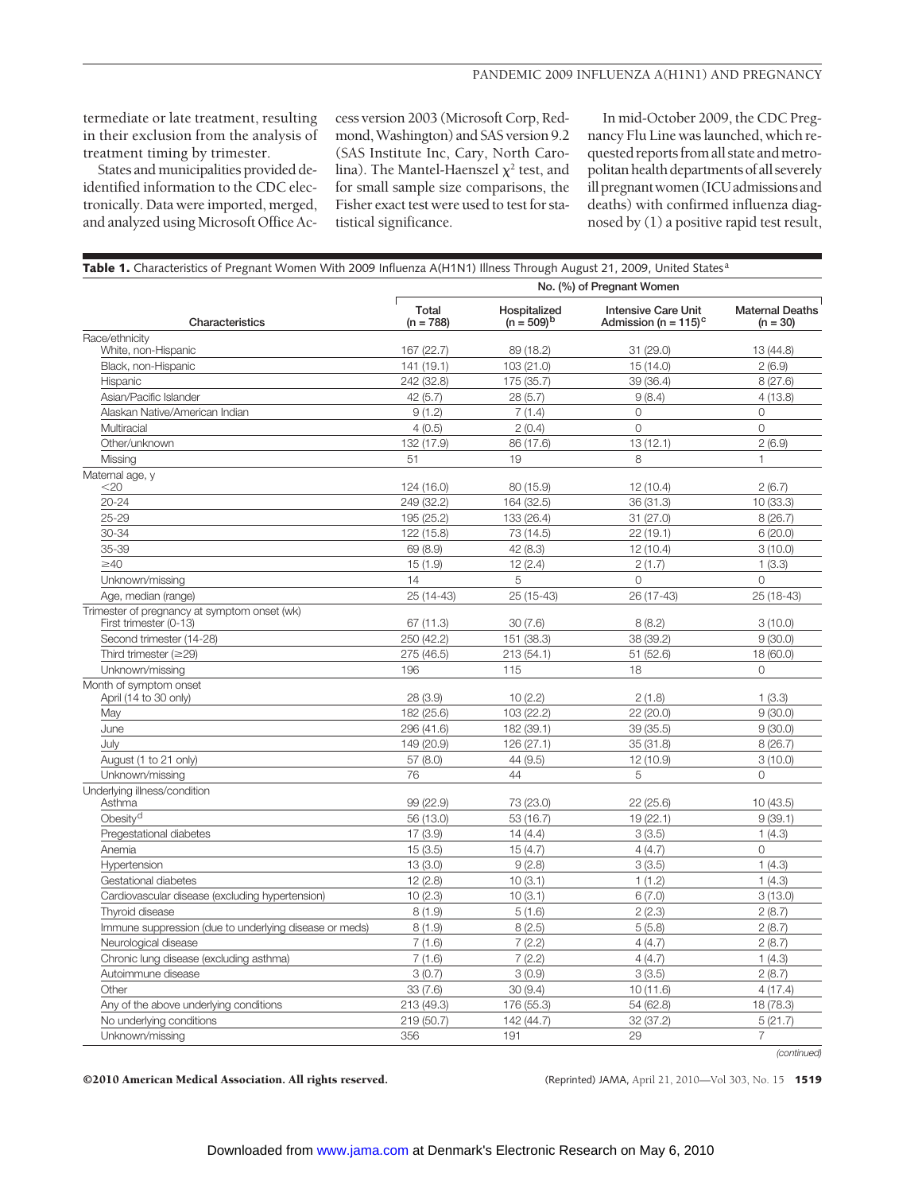termediate or late treatment, resulting in their exclusion from the analysis of treatment timing by trimester.

States and municipalities provided deidentified information to the CDC electronically. Data were imported, merged, and analyzed using Microsoft Office Access version 2003 (Microsoft Corp, Redmond, Washington) and SAS version 9.2 (SAS Institute Inc, Cary, North Carolina). The Mantel-Haenszel $\chi^2$ test, and for small sample size comparisons, the Fisher exact test were used to test for statistical significance.

In mid-October 2009, the CDC Pregnancy Flu Line was launched, which requested reports from all state and metropolitan health departments of all severely ill pregnant women (ICU admissions and deaths) with confirmed influenza diagnosed by (1) a positive rapid test result,

**Table 1.** Characteristics of Pregnant Women With 2009 Influenza A(H1N1) Illness Through August 21, 2009, United States[a]

| | No. (%) of Pregnant Women | | | |
|---|---|---|---|---|
| Characteristics | Total (n = 788) | Hospitalized (n = 509)[b] | Intensive Care Unit Admission (n = 115)[c] | Maternal Deaths (n = 30) |
| **Race/ethnicity** | | | | |
| White, non-Hispanic | 167 (22.7) | 89 (18.2) | 31 (29.0) | 13 (44.8) |
| Black, non-Hispanic | 141 (19.1) | 103 (21.0) | 15 (14.0) | 2 (6.9) |
| Hispanic | 242 (32.8) | 175 (35.7) | 39 (36.4) | 8 (27.6) |
| Asian/Pacific Islander | 42 (5.7) | 28 (5.7) | 9 (8.4) | 4 (13.8) |
| Alaskan Native/American Indian | 9 (1.2) | 7 (1.4) | 0 | 0 |
| Multiracial | 4 (0.5) | 2 (0.4) | 0 | 0 |
| Other/unknown | 132 (17.9) | 86 (17.6) | 13 (12.1) | 2 (6.9) |
| Missing | 51 | 19 | 8 | 1 |
| **Maternal age, y** | | | | |
| <20 | 124 (16.0) | 80 (15.9) | 12 (10.4) | 2 (6.7) |
| 20-24 | 249 (32.2) | 164 (32.5) | 36 (31.3) | 10 (33.3) |
| 25-29 | 195 (25.2) | 133 (26.4) | 31 (27.0) | 8 (26.7) |
| 30-34 | 122 (15.8) | 73 (14.5) | 22 (19.1) | 6 (20.0) |
| 35-39 | 69 (8.9) | 42 (8.3) | 12 (10.4) | 3 (10.0) |
| ≥40 | 15 (1.9) | 12 (2.4) | 2 (1.7) | 1 (3.3) |
| Unknown/missing | 14 | 5 | 0 | 0 |
| Age, median (range) | 25 (14-43) | 25 (15-43) | 26 (17-43) | 25 (18-43) |
| **Trimester of pregnancy at symptom onset (wk)** | | | | |
| First trimester (0-13) | 67 (11.3) | 30 (7.6) | 8 (8.2) | 3 (10.0) |
| Second trimester (14-28) | 250 (42.2) | 151 (38.3) | 38 (39.2) | 9 (30.0) |
| Third trimester (≥29) | 275 (46.5) | 213 (54.1) | 51 (52.6) | 18 (60.0) |
| Unknown/missing | 196 | 115 | 18 | 0 |
| **Month of symptom onset** | | | | |
| April (14 to 30 only) | 28 (3.9) | 10 (2.2) | 2 (1.8) | 1 (3.3) |
| May | 182 (25.6) | 103 (22.2) | 22 (20.0) | 9 (30.0) |
| June | 296 (41.6) | 182 (39.1) | 39 (35.5) | 9 (30.0) |
| July | 149 (20.9) | 126 (27.1) | 35 (31.8) | 8 (26.7) |
| August (1 to 21 only) | 57 (8.0) | 44 (9.5) | 12 (10.9) | 3 (10.0) |
| Unknown/missing | 76 | 44 | 5 | 0 |
| **Underlying illness/condition** | | | | |
| Asthma | 99 (22.9) | 73 (23.0) | 22 (25.6) | 10 (43.5) |
| Obesity[d] | 56 (13.0) | 53 (16.7) | 19 (22.1) | 9 (39.1) |
| Pregestational diabetes | 17 (3.9) | 14 (4.4) | 3 (3.5) | 1 (4.3) |
| Anemia | 15 (3.5) | 15 (4.7) | 4 (4.7) | 0 |
| Hypertension | 13 (3.0) | 9 (2.8) | 3 (3.5) | 1 (4.3) |
| Gestational diabetes | 12 (2.8) | 10 (3.1) | 1 (1.2) | 1 (4.3) |
| Cardiovascular disease (excluding hypertension) | 10 (2.3) | 10 (3.1) | 6 (7.0) | 3 (13.0) |
| Thyroid disease | 8 (1.9) | 5 (1.6) | 2 (2.3) | 2 (8.7) |
| Immune suppression (due to underlying disease or meds) | 8 (1.9) | 8 (2.5) | 5 (5.8) | 2 (8.7) |
| Neurological disease | 7 (1.6) | 7 (2.2) | 4 (4.7) | 2 (8.7) |
| Chronic lung disease (excluding asthma) | 7 (1.6) | 7 (2.2) | 4 (4.7) | 1 (4.3) |
| Autoimmune disease | 3 (0.7) | 3 (0.9) | 3 (3.5) | 2 (8.7) |
| Other | 33 (7.6) | 30 (9.4) | 10 (11.6) | 4 (17.4) |
| Any of the above underlying conditions | 213 (49.3) | 176 (55.3) | 54 (62.8) | 18 (78.3) |
| No underlying conditions | 219 (50.7) | 142 (44.7) | 32 (37.2) | 5 (21.7) |
| Unknown/missing | 356 | 191 | 29 | 7 |

*(continued)*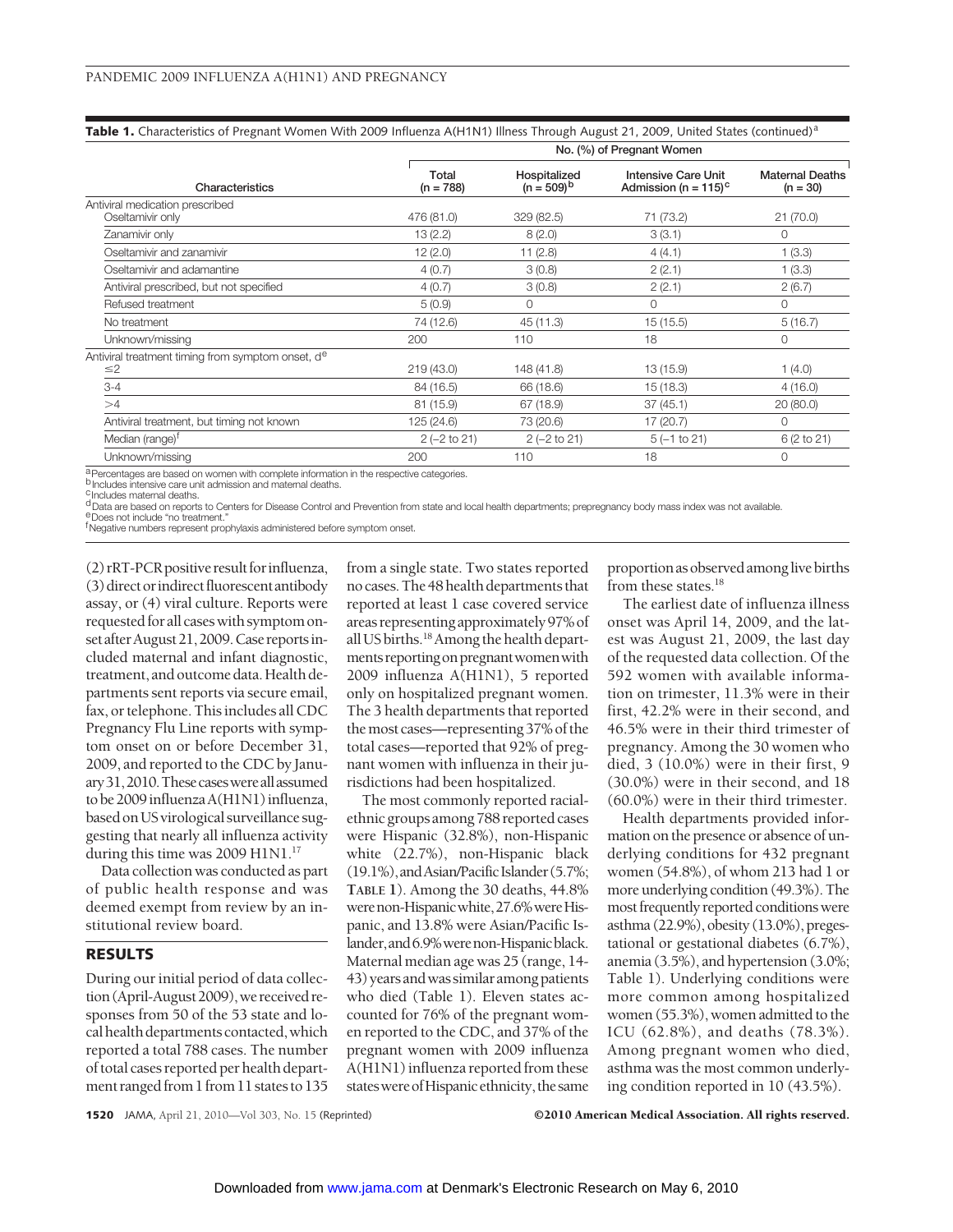**Table 1.** Characteristics of Pregnant Women With 2009 Influenza A(H1N1) Illness Through August 21, 2009, United States (continued)[a]

| Characteristics | No. (%) of Pregnant Women | | | |
|---|---|---|---|---|
| | Total (n = 788) | Hospitalized (n = 509)[b] | Intensive Care Unit Admission (n = 115)[c] | Maternal Deaths (n = 30) |
| Antiviral medication prescribed | | | | |
| Oseltamivir only | 476 (81.0) | 329 (82.5) | 71 (73.2) | 21 (70.0) |
| Zanamivir only | 13 (2.2) | 8 (2.0) | 3 (3.1) | 0 |
| Oseltamivir and zanamivir | 12 (2.0) | 11 (2.8) | 4 (4.1) | 1 (3.3) |
| Oseltamivir and adamantine | 4 (0.7) | 3 (0.8) | 2 (2.1) | 1 (3.3) |
| Antiviral prescribed, but not specified | 4 (0.7) | 3 (0.8) | 2 (2.1) | 2 (6.7) |
| Refused treatment | 5 (0.9) | 0 | 0 | 0 |
| No treatment | 74 (12.6) | 45 (11.3) | 15 (15.5) | 5 (16.7) |
| Unknown/missing | 200 | 110 | 18 | 0 |
| Antiviral treatment timing from symptom onset, d[e] | | | | |
| ≤2 | 219 (43.0) | 148 (41.8) | 13 (15.9) | 1 (4.0) |
| 3-4 | 84 (16.5) | 66 (18.6) | 15 (18.3) | 4 (16.0) |
| >4 | 81 (15.9) | 67 (18.9) | 37 (45.1) | 20 (80.0) |
| Antiviral treatment, but timing not known | 125 (24.6) | 73 (20.6) | 17 (20.7) | 0 |
| Median (range)[f] | 2 (−2 to 21) | 2 (−2 to 21) | 5 (−1 to 21) | 6 (2 to 21) |
| Unknown/missing | 200 | 110 | 18 | 0 |

[a]Percentages are based on women with complete information in the respective categories.
[b]Includes intensive care unit admission and maternal deaths.
[c]Includes maternal deaths.
[d]Data are based on reports to Centers for Disease Control and Prevention from state and local health departments; prepregnancy body mass index was not available.
[e]Does not include "no treatment."
[f]Negative numbers represent prophylaxis administered before symptom onset.

(2) rRT-PCR positive result for influenza, (3) direct or indirect fluorescent antibody assay, or (4) viral culture. Reports were requested for all cases with symptom onset after August 21, 2009. Case reports included maternal and infant diagnostic, treatment, and outcome data. Health departments sent reports via secure email, fax, or telephone. This includes all CDC Pregnancy Flu Line reports with symptom onset on or before December 31, 2009, and reported to the CDC by January 31, 2010. These cases were all assumed to be 2009 influenza A(H1N1) influenza, based on US virological surveillance suggesting that nearly all influenza activity during this time was 2009 H1N1.[17]

Data collection was conducted as part of public health response and was deemed exempt from review by an institutional review board.

## RESULTS

During our initial period of data collection (April-August 2009), we received responses from 50 of the 53 state and local health departments contacted, which reported a total 788 cases. The number of total cases reported per health department ranged from 1 from 11 states to 135 from a single state. Two states reported no cases. The 48 health departments that reported at least 1 case covered service areas representing approximately 97% of all US births.[18] Among the health departments reporting on pregnant women with 2009 influenza A(H1N1), 5 reported only on hospitalized pregnant women. The 3 health departments that reported the most cases—representing 37% of the total cases—reported that 92% of pregnant women with influenza in their jurisdictions had been hospitalized.

The most commonly reported racial-ethnic groups among 788 reported cases were Hispanic (32.8%), non-Hispanic white (22.7%), non-Hispanic black (19.1%), and Asian/Pacific Islander (5.7%; **TABLE 1**). Among the 30 deaths, 44.8% were non-Hispanic white, 27.6% were Hispanic, and 13.8% were Asian/Pacific Islander, and 6.9% were non-Hispanic black. Maternal median age was 25 (range, 14-43) years and was similar among patients who died (Table 1). Eleven states accounted for 76% of the pregnant women reported to the CDC, and 37% of the pregnant women with 2009 influenza A(H1N1) influenza reported from these states were of Hispanic ethnicity, the same proportion as observed among live births from these states.[18]

The earliest date of influenza illness onset was April 14, 2009, and the latest was August 21, 2009, the last day of the requested data collection. Of the 592 women with available information on trimester, 11.3% were in their first, 42.2% were in their second, and 46.5% were in their third trimester of pregnancy. Among the 30 women who died, 3 (10.0%) were in their first, 9 (30.0%) were in their second, and 18 (60.0%) were in their third trimester.

Health departments provided information on the presence or absence of underlying conditions for 432 pregnant women (54.8%), of whom 213 had 1 or more underlying condition (49.3%). The most frequently reported conditions were asthma (22.9%), obesity (13.0%), pregestational or gestational diabetes (6.7%), anemia (3.5%), and hypertension (3.0%; Table 1). Underlying conditions were more common among hospitalized women (55.3%), women admitted to the ICU (62.8%), and deaths (78.3%). Among pregnant women who died, asthma was the most common underlying condition reported in 10 (43.5%).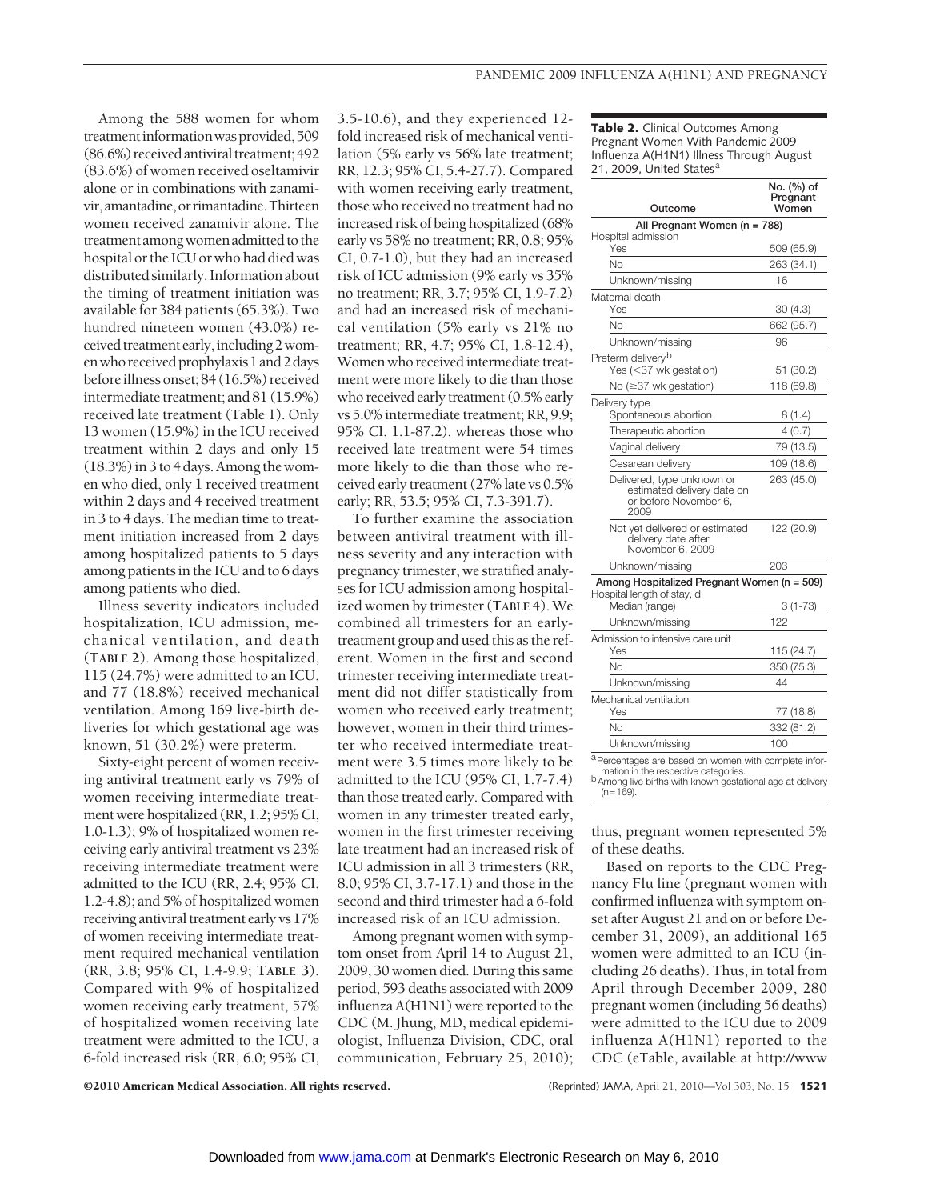Among the 588 women for whom treatment information was provided, 509 (86.6%) received antiviral treatment; 492 (83.6%) of women received oseltamivir alone or in combinations with zanamivir, amantadine, or rimantadine. Thirteen women received zanamivir alone. The treatment among women admitted to the hospital or the ICU or who had died was distributed similarly. Information about the timing of treatment initiation was available for 384 patients (65.3%). Two hundred nineteen women (43.0%) received treatment early, including 2 women who received prophylaxis 1 and 2 days before illness onset; 84 (16.5%) received intermediate treatment; and 81 (15.9%) received late treatment (Table 1). Only 13 women (15.9%) in the ICU received treatment within 2 days and only 15 (18.3%) in 3 to 4 days. Among the women who died, only 1 received treatment within 2 days and 4 received treatment in 3 to 4 days. The median time to treatment initiation increased from 2 days among hospitalized patients to 5 days among patients in the ICU and to 6 days among patients who died.

Illness severity indicators included hospitalization, ICU admission, mechanical ventilation, and death (**TABLE 2**). Among those hospitalized, 115 (24.7%) were admitted to an ICU, and 77 (18.8%) received mechanical ventilation. Among 169 live-birth deliveries for which gestational age was known, 51 (30.2%) were preterm.

Sixty-eight percent of women receiving antiviral treatment early vs 79% of women receiving intermediate treatment were hospitalized (RR, 1.2; 95% CI, 1.0-1.3); 9% of hospitalized women receiving early antiviral treatment vs 23% receiving intermediate treatment were admitted to the ICU (RR, 2.4; 95% CI, 1.2-4.8); and 5% of hospitalized women receiving antiviral treatment early vs 17% of women receiving intermediate treatment required mechanical ventilation (RR, 3.8; 95% CI, 1.4-9.9; **TABLE 3**). Compared with 9% of hospitalized women receiving early treatment, 57% of hospitalized women receiving late treatment were admitted to the ICU, a 6-fold increased risk (RR, 6.0; 95% CI, 3.5-10.6), and they experienced 12-fold increased risk of mechanical ventilation (5% early vs 56% late treatment; RR, 12.3; 95% CI, 5.4-27.7). Compared with women receiving early treatment, those who received no treatment had no increased risk of being hospitalized (68% early vs 58% no treatment; RR, 0.8; 95% CI, 0.7-1.0), but they had an increased risk of ICU admission (9% early vs 35% no treatment; RR, 3.7; 95% CI, 1.9-7.2) and had an increased risk of mechanical ventilation (5% early vs 21% no treatment; RR, 4.7; 95% CI, 1.8-12.4), Women who received intermediate treatment were more likely to die than those who received early treatment (0.5% early vs 5.0% intermediate treatment; RR, 9.9; 95% CI, 1.1-87.2), whereas those who received late treatment were 54 times more likely to die than those who received early treatment (27% late vs 0.5% early; RR, 53.5; 95% CI, 7.3-391.7).

To further examine the association between antiviral treatment with illness severity and any interaction with pregnancy trimester, we stratified analyses for ICU admission among hospitalized women by trimester (**TABLE 4**). We combined all trimesters for an early-treatment group and used this as the referent. Women in the first and second trimester receiving intermediate treatment did not differ statistically from women who received early treatment; however, women in their third trimester who received intermediate treatment were 3.5 times more likely to be admitted to the ICU (95% CI, 1.7-7.4) than those treated early. Compared with women in any trimester treated early, women in the first trimester receiving late treatment had an increased risk of ICU admission in all 3 trimesters (RR, 8.0; 95% CI, 3.7-17.1) and those in the second and third trimester had a 6-fold increased risk of an ICU admission.

Among pregnant women with symptom onset from April 14 to August 21, 2009, 30 women died. During this same period, 593 deaths associated with 2009 influenza A(H1N1) were reported to the CDC (M. Jhung, MD, medical epidemiologist, Influenza Division, CDC, oral communication, February 25, 2010); thus, pregnant women represented 5% of these deaths.

Based on reports to the CDC Pregnancy Flu line (pregnant women with confirmed influenza with symptom onset after August 21 and on or before December 31, 2009), an additional 165 women were admitted to an ICU (including 26 deaths). Thus, in total from April through December 2009, 280 pregnant women (including 56 deaths) were admitted to the ICU due to 2009 influenza A(H1N1) reported to the CDC (eTable, available at http://www

**Table 2.** Clinical Outcomes Among Pregnant Women With Pandemic 2009 Influenza A(H1N1) Illness Through August 21, 2009, United States[a]

| Outcome | No. (%) of Pregnant Women |
|---|---|
| **All Pregnant Women (n = 788)** | |
| Hospital admission | |
| Yes | 509 (65.9) |
| No | 263 (34.1) |
| Unknown/missing | 16 |
| Maternal death | |
| Yes | 30 (4.3) |
| No | 662 (95.7) |
| Unknown/missing | 96 |
| Preterm delivery[b] | |
| Yes (<37 wk gestation) | 51 (30.2) |
| No (≥37 wk gestation) | 118 (69.8) |
| Delivery type | |
| Spontaneous abortion | 8 (1.4) |
| Therapeutic abortion | 4 (0.7) |
| Vaginal delivery | 79 (13.5) |
| Cesarean delivery | 109 (18.6) |
| Delivered, type unknown or estimated delivery date on or before November 6, 2009 | 263 (45.0) |
| Not yet delivered or estimated delivery date after November 6, 2009 | 122 (20.9) |
| Unknown/missing | 203 |
| **Among Hospitalized Pregnant Women (n = 509)** | |
| Hospital length of stay, d | |
| Median (range) | 3 (1-73) |
| Unknown/missing | 122 |
| Admission to intensive care unit | |
| Yes | 115 (24.7) |
| No | 350 (75.3) |
| Unknown/missing | 44 |
| Mechanical ventilation | |
| Yes | 77 (18.8) |
| No | 332 (81.2) |
| Unknown/missing | 100 |

[a] Percentages are based on women with complete information in the respective categories.
[b] Among live births with known gestational age at delivery (n=169).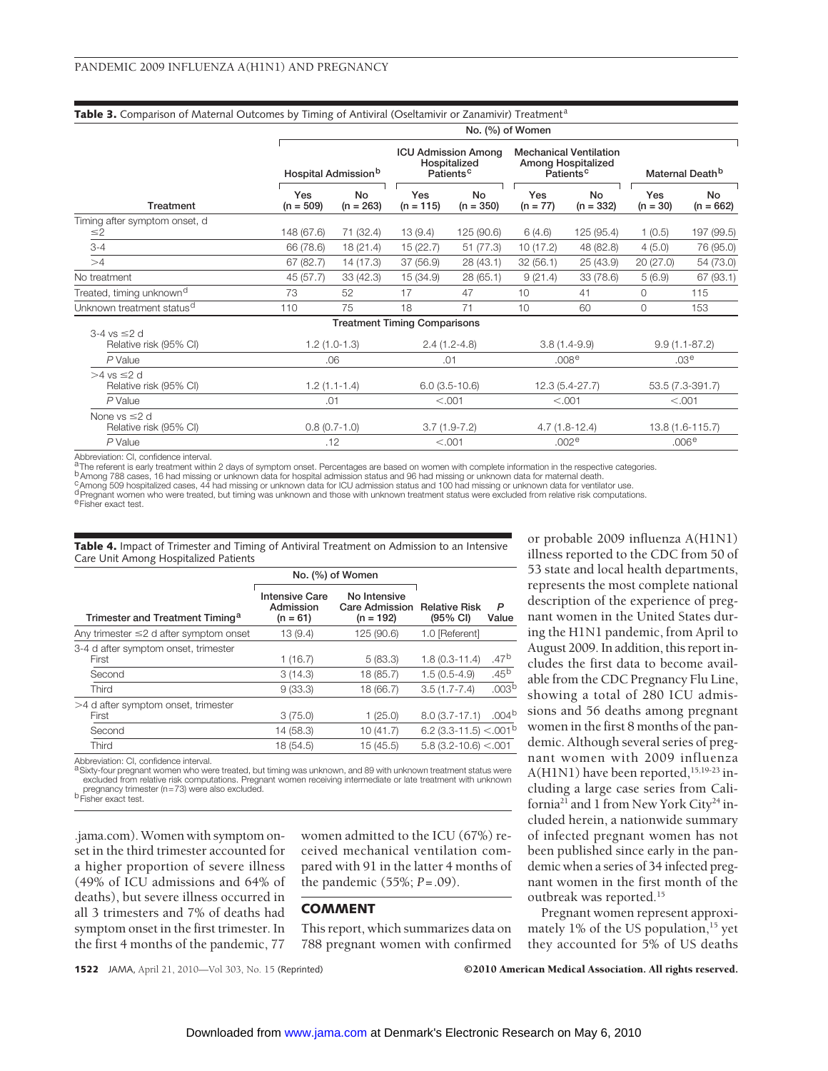**Table 3.** Comparison of Maternal Outcomes by Timing of Antiviral (Oseltamivir or Zanamivir) Treatment[a]

| Treatment | Hospital Admission[b] | | ICU Admission Among Hospitalized Patients[c] | | Mechanical Ventilation Among Hospitalized Patients[c] | | Maternal Death[b] | |
|---|---|---|---|---|---|---|---|---|
| | Yes (n = 509) | No (n = 263) | Yes (n = 115) | No (n = 350) | Yes (n = 77) | No (n = 332) | Yes (n = 30) | No (n = 662) |
| Timing after symptom onset, d | | | | | | | | |
| ≤2 | 148 (67.6) | 71 (32.4) | 13 (9.4) | 125 (90.6) | 6 (4.6) | 125 (95.4) | 1 (0.5) | 197 (99.5) |
| 3-4 | 66 (78.6) | 18 (21.4) | 15 (22.7) | 51 (77.3) | 10 (17.2) | 48 (82.8) | 4 (5.0) | 76 (95.0) |
| >4 | 67 (82.7) | 14 (17.3) | 37 (56.9) | 28 (43.1) | 32 (56.1) | 25 (43.9) | 20 (27.0) | 54 (73.0) |
| No treatment | 45 (57.7) | 33 (42.3) | 15 (34.9) | 28 (65.1) | 9 (21.4) | 33 (78.6) | 5 (6.9) | 67 (93.1) |
| Treated, timing unknown[d] | 73 | 52 | 17 | 47 | 10 | 41 | 0 | 115 |
| Unknown treatment status[d] | 110 | 75 | 18 | 71 | 10 | 60 | 0 | 153 |
| **Treatment Timing Comparisons** | | | | | | | | |
| 3-4 vs ≤2 d | | | | | | | | |
| Relative risk (95% CI) | 1.2 (1.0-1.3) | | 2.4 (1.2-4.8) | | 3.8 (1.4-9.9) | | 9.9 (1.1-87.2) | |
| *P* Value | .06 | | .01 | | .008[e] | | .03[e] | |
| >4 vs ≤2 d | | | | | | | | |
| Relative risk (95% CI) | 1.2 (1.1-1.4) | | 6.0 (3.5-10.6) | | 12.3 (5.4-27.7) | | 53.5 (7.3-391.7) | |
| *P* Value | .01 | | <.001 | | <.001 | | <.001 | |
| None vs ≤2 d | | | | | | | | |
| Relative risk (95% CI) | 0.8 (0.7-1.0) | | 3.7 (1.9-7.2) | | 4.7 (1.8-12.4) | | 13.8 (1.6-115.7) | |
| *P* Value | .12 | | <.001 | | .002[e] | | .006[e] | |

Abbreviation: CI, confidence interval.
[a]The referent is early treatment within 2 days of symptom onset. Percentages are based on women with complete information in the respective categories.
[b]Among 788 cases, 16 had missing or unknown data for hospital admission status and 96 had missing or unknown data for maternal death.
[c]Among 509 hospitalized cases, 44 had missing or unknown data for ICU admission status and 100 had missing or unknown data for ventilator use.
[d]Pregnant women who were treated, but timing was unknown and those with unknown treatment status were excluded from relative risk computations.
[e]Fisher exact test.

**Table 4.** Impact of Trimester and Timing of Antiviral Treatment on Admission to an Intensive Care Unit Among Hospitalized Patients

| Trimester and Treatment Timing[a] | Intensive Care Admission (n = 61) | No Intensive Care Admission (n = 192) | Relative Risk (95% CI) | *P* Value |
|---|---|---|---|---|
| Any trimester ≤2 d after symptom onset | 13 (9.4) | 125 (90.6) | 1.0 [Referent] | |
| 3-4 d after symptom onset, trimester | | | | |
| First | 1 (16.7) | 5 (83.3) | 1.8 (0.3-11.4) | .47[b] |
| Second | 3 (14.3) | 18 (85.7) | 1.5 (0.5-4.9) | .45[b] |
| Third | 9 (33.3) | 18 (66.7) | 3.5 (1.7-7.4) | .003[b] |
| >4 d after symptom onset, trimester | | | | |
| First | 3 (75.0) | 1 (25.0) | 8.0 (3.7-17.1) | .004[b] |
| Second | 14 (58.3) | 10 (41.7) | 6.2 (3.3-11.5) | <.001[b] |
| Third | 18 (54.5) | 15 (45.5) | 5.8 (3.2-10.6) | <.001 |

Abbreviation: CI, confidence interval.
[a]Sixty-four pregnant women who were treated, but timing was unknown, and 89 with unknown treatment status were excluded from relative risk computations. Pregnant women receiving intermediate or late treatment with unknown pregnancy trimester (n=73) were also excluded.
[b]Fisher exact test.

.jama.com). Women with symptom onset in the third trimester accounted for a higher proportion of severe illness (49% of ICU admissions and 64% of deaths), but severe illness occurred in all 3 trimesters and 7% of deaths had symptom onset in the first trimester. In the first 4 months of the pandemic, 77 women admitted to the ICU (67%) received mechanical ventilation compared with 91 in the latter 4 months of the pandemic (55%; *P*=.09).

## COMMENT

This report, which summarizes data on 788 pregnant women with confirmed or probable 2009 influenza A(H1N1) illness reported to the CDC from 50 of 53 state and local health departments, represents the most complete national description of the experience of pregnant women in the United States during the H1N1 pandemic, from April to August 2009. In addition, this report includes the first data to become available from the CDC Pregnancy Flu Line, showing a total of 280 ICU admissions and 56 deaths among pregnant women in the first 8 months of the pandemic. Although several series of pregnant women with 2009 influenza A(H1N1) have been reported,[15,19-23] including a large case series from California[21] and 1 from New York City[24] included herein, a nationwide summary of infected pregnant women has not been published since early in the pandemic when a series of 34 infected pregnant women in the first month of the outbreak was reported.[15]

Pregnant women represent approximately 1% of the US population,[15] yet they accounted for 5% of US deaths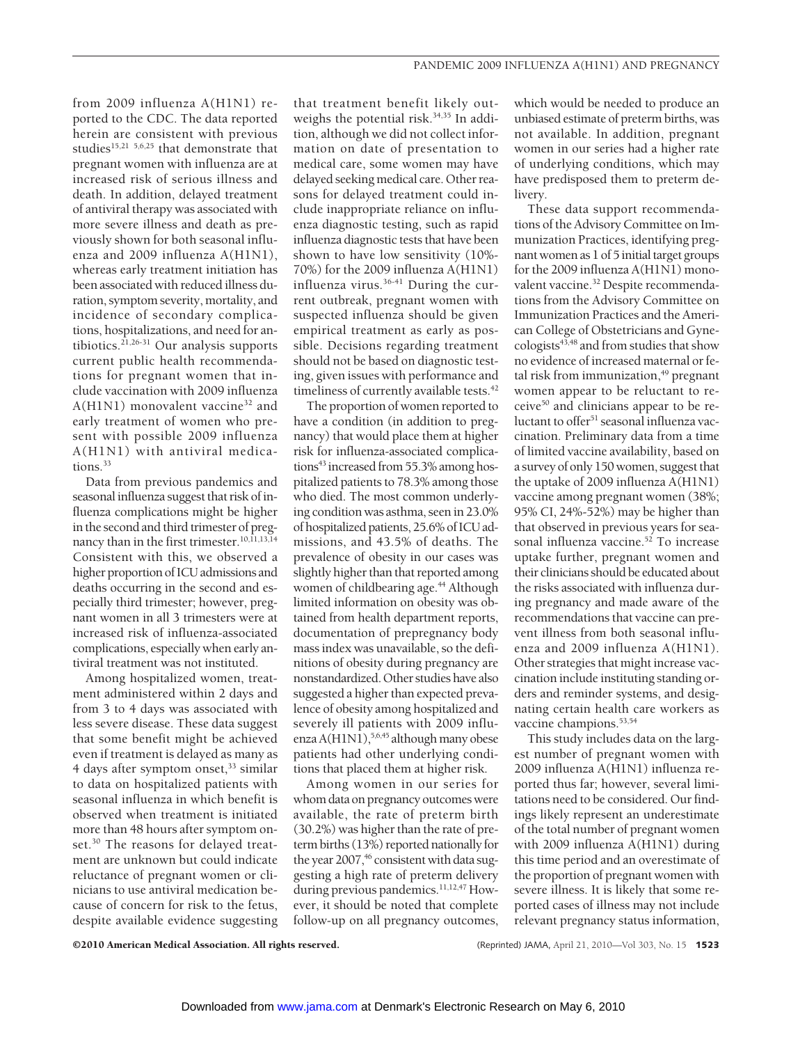from 2009 influenza A(H1N1) reported to the CDC. The data reported herein are consistent with previous studies[15,21 5,6,25] that demonstrate that pregnant women with influenza are at increased risk of serious illness and death. In addition, delayed treatment of antiviral therapy was associated with more severe illness and death as previously shown for both seasonal influenza and 2009 influenza A(H1N1), whereas early treatment initiation has been associated with reduced illness duration, symptom severity, mortality, and incidence of secondary complications, hospitalizations, and need for antibiotics.[21,26-31] Our analysis supports current public health recommendations for pregnant women that include vaccination with 2009 influenza A(H1N1) monovalent vaccine[32] and early treatment of women who present with possible 2009 influenza A(H1N1) with antiviral medications.[33]

Data from previous pandemics and seasonal influenza suggest that risk of influenza complications might be higher in the second and third trimester of pregnancy than in the first trimester.[10,11,13,14] Consistent with this, we observed a higher proportion of ICU admissions and deaths occurring in the second and especially third trimester; however, pregnant women in all 3 trimesters were at increased risk of influenza-associated complications, especially when early antiviral treatment was not instituted.

Among hospitalized women, treatment administered within 2 days and from 3 to 4 days was associated with less severe disease. These data suggest that some benefit might be achieved even if treatment is delayed as many as 4 days after symptom onset,[33] similar to data on hospitalized patients with seasonal influenza in which benefit is observed when treatment is initiated more than 48 hours after symptom onset.[30] The reasons for delayed treatment are unknown but could indicate reluctance of pregnant women or clinicians to use antiviral medication because of concern for risk to the fetus, despite available evidence suggesting that treatment benefit likely outweighs the potential risk.[34,35] In addition, although we did not collect information on date of presentation to medical care, some women may have delayed seeking medical care. Other reasons for delayed treatment could include inappropriate reliance on influenza diagnostic testing, such as rapid influenza diagnostic tests that have been shown to have low sensitivity (10%-70%) for the 2009 influenza A(H1N1) influenza virus.[36-41] During the current outbreak, pregnant women with suspected influenza should be given empirical treatment as early as possible. Decisions regarding treatment should not be based on diagnostic testing, given issues with performance and timeliness of currently available tests.[42]

The proportion of women reported to have a condition (in addition to pregnancy) that would place them at higher risk for influenza-associated complications[43] increased from 55.3% among hospitalized patients to 78.3% among those who died. The most common underlying condition was asthma, seen in 23.0% of hospitalized patients, 25.6% of ICU admissions, and 43.5% of deaths. The prevalence of obesity in our cases was slightly higher than that reported among women of childbearing age.[44] Although limited information on obesity was obtained from health department reports, documentation of prepregnancy body mass index was unavailable, so the definitions of obesity during pregnancy are nonstandardized. Other studies have also suggested a higher than expected prevalence of obesity among hospitalized and severely ill patients with 2009 influenza A(H1N1),[5,6,45] although many obese patients had other underlying conditions that placed them at higher risk.

Among women in our series for whom data on pregnancy outcomes were available, the rate of preterm birth (30.2%) was higher than the rate of preterm births (13%) reported nationally for the year 2007,[46] consistent with data suggesting a high rate of preterm delivery during previous pandemics.[11,12,47] However, it should be noted that complete follow-up on all pregnancy outcomes, which would be needed to produce an unbiased estimate of preterm births, was not available. In addition, pregnant women in our series had a higher rate of underlying conditions, which may have predisposed them to preterm delivery.

These data support recommendations of the Advisory Committee on Immunization Practices, identifying pregnant women as 1 of 5 initial target groups for the 2009 influenza A(H1N1) monovalent vaccine.[32] Despite recommendations from the Advisory Committee on Immunization Practices and the American College of Obstetricians and Gynecologists[43,48] and from studies that show no evidence of increased maternal or fetal risk from immunization,[49] pregnant women appear to be reluctant to receive[50] and clinicians appear to be reluctant to offer[51] seasonal influenza vaccination. Preliminary data from a time of limited vaccine availability, based on a survey of only 150 women, suggest that the uptake of 2009 influenza A(H1N1) vaccine among pregnant women (38%; 95% CI, 24%-52%) may be higher than that observed in previous years for seasonal influenza vaccine.[52] To increase uptake further, pregnant women and their clinicians should be educated about the risks associated with influenza during pregnancy and made aware of the recommendations that vaccine can prevent illness from both seasonal influenza and 2009 influenza A(H1N1). Other strategies that might increase vaccination include instituting standing orders and reminder systems, and designating certain health care workers as vaccine champions.[53,54]

This study includes data on the largest number of pregnant women with 2009 influenza A(H1N1) influenza reported thus far; however, several limitations need to be considered. Our findings likely represent an underestimate of the total number of pregnant women with 2009 influenza A(H1N1) during this time period and an overestimate of the proportion of pregnant women with severe illness. It is likely that some reported cases of illness may not include relevant pregnancy status information,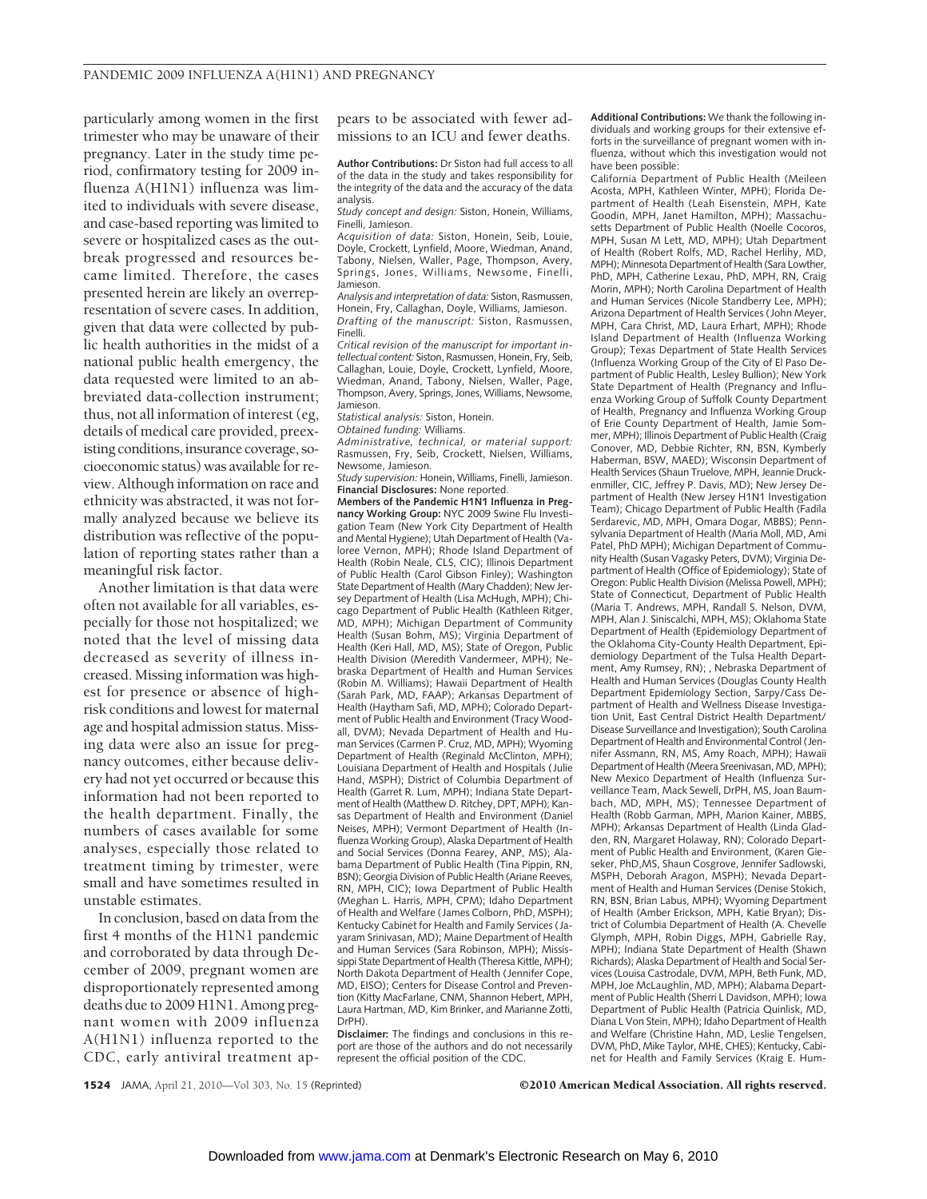particularly among women in the first trimester who may be unaware of their pregnancy. Later in the study time period, confirmatory testing for 2009 influenza A(H1N1) influenza was limited to individuals with severe disease, and case-based reporting was limited to severe or hospitalized cases as the outbreak progressed and resources became limited. Therefore, the cases presented herein are likely an overrepresentation of severe cases. In addition, given that data were collected by public health authorities in the midst of a national public health emergency, the data requested were limited to an abbreviated data-collection instrument; thus, not all information of interest (eg, details of medical care provided, preexisting conditions, insurance coverage, socioeconomic status) was available for review. Although information on race and ethnicity was abstracted, it was not formally analyzed because we believe its distribution was reflective of the population of reporting states rather than a meaningful risk factor.

Another limitation is that data were often not available for all variables, especially for those not hospitalized; we noted that the level of missing data decreased as severity of illness increased. Missing information was highest for presence or absence of high-risk conditions and lowest for maternal age and hospital admission status. Missing data were also an issue for pregnancy outcomes, either because delivery had not yet occurred or because this information had not been reported to the health department. Finally, the numbers of cases available for some analyses, especially those related to treatment timing by trimester, were small and have sometimes resulted in unstable estimates.

In conclusion, based on data from the first 4 months of the H1N1 pandemic and corroborated by data through December of 2009, pregnant women are disproportionately represented among deaths due to 2009 H1N1. Among pregnant women with 2009 influenza A(H1N1) influenza reported to the CDC, early antiviral treatment appears to be associated with fewer admissions to an ICU and fewer deaths.

**Author Contributions:** Dr Siston had full access to all of the data in the study and takes responsibility for the integrity of the data and the accuracy of the data analysis.

*Study concept and design:* Siston, Honein, Williams, Finelli, Jamieson.

*Acquisition of data:* Siston, Honein, Seib, Louie, Doyle, Crockett, Lynfield, Moore, Wiedman, Anand, Tabony, Nielsen, Waller, Page, Thompson, Avery, Springs, Jones, Williams, Newsome, Finelli, Jamieson.

*Analysis and interpretation of data:* Siston, Rasmussen, Honein, Fry, Callaghan, Doyle, Williams, Jamieson.

*Drafting of the manuscript:* Siston, Rasmussen, Finelli.

*Critical revision of the manuscript for important intellectual content:* Siston, Rasmussen, Honein, Fry, Seib, Callaghan, Louie, Doyle, Crockett, Lynfield, Moore, Wiedman, Anand, Tabony, Nielsen, Waller, Page, Thompson, Avery, Springs, Jones, Williams, Newsome, Jamieson.

*Statistical analysis:* Siston, Honein.

*Obtained funding:* Williams.

*Administrative, technical, or material support:* Rasmussen, Fry, Seib, Crockett, Nielsen, Williams, Newsome, Jamieson.

*Study supervision:* Honein, Williams, Finelli, Jamieson.

**Financial Disclosures:** None reported.

**Members of the Pandemic H1N1 Influenza in Pregnancy Working Group:** NYC 2009 Swine Flu Investigation Team (New York City Department of Health and Mental Hygiene); Utah Department of Health (Valoree Vernon, MPH); Rhode Island Department of Health (Robin Neale, CLS, CIC); Illinois Department of Public Health (Carol Gibson Finley); Washington State Department of Health (Mary Chadden); New Jersey Department of Health (Lisa McHugh, MPH); Chicago Department of Public Health (Kathleen Ritger, MD, MPH); Michigan Department of Community Health (Susan Bohm, MS); Virginia Department of Health (Keri Hall, MD, MS); State of Oregon, Public Health Division (Meredith Vandermeer, MPH); Nebraska Department of Health and Human Services (Robin M. Williams); Hawaii Department of Health (Sarah Park, MD, FAAP); Arkansas Department of Health (Haytham Safi, MD, MPH); Colorado Department of Public Health and Environment (Tracy Woodall, DVM); Nevada Department of Health and Human Services (Carmen P. Cruz, MD, MPH); Wyoming Department of Health (Reginald McClinton, MPH); Louisiana Department of Health and Hospitals (Julie Hand, MSPH); District of Columbia Department of Health (Garret R. Lum, MPH); Indiana State Department of Health (Matthew D. Ritchey, DPT, MPH); Kansas Department of Health and Environment (Daniel Neises, MPH); Vermont Department of Health (Influenza Working Group), Alaska Department of Health and Social Services (Donna Fearey, ANP, MS); Alabama Department of Public Health (Tina Pippin, RN, BSN); Georgia Division of Public Health (Ariane Reeves, RN, MPH, CIC); Iowa Department of Public Health (Meghan L. Harris, MPH, CPM); Idaho Department of Health and Welfare (James Colborn, PhD, MSPH); Kentucky Cabinet for Health and Family Services (Jayaram Srinivasan, MD); Maine Department of Health and Human Services (Sara Robinson, MPH); Mississippi State Department of Health (Theresa Kittle, MPH); North Dakota Department of Health (Jennifer Cope, MD, EISO); Centers for Disease Control and Prevention (Kitty MacFarlane, CNM, Shannon Hebert, MPH, Laura Hartman, MD, Kim Brinker, and Marianne Zotti, DrPH).

**Disclaimer:** The findings and conclusions in this report are those of the authors and do not necessarily represent the official position of the CDC.

**Additional Contributions:** We thank the following individuals and working groups for their extensive efforts in the surveillance of pregnant women with influenza, without which this investigation would not have been possible:

California Department of Public Health (Meileen Acosta, MPH, Kathleen Winter, MPH); Florida Department of Health (Leah Eisenstein, MPH, Kate Goodin, MPH, Janet Hamilton, MPH); Massachusetts Department of Public Health (Noelle Cocoros, MPH, Susan M Lett, MD, MPH); Utah Department of Health (Robert Rolfs, MD, Rachel Herlihy, MD, MPH); Minnesota Department of Health (Sara Lowther, PhD, MPH, Catherine Lexau, PhD, MPH, RN, Craig Morin, MPH); North Carolina Department of Health and Human Services (Nicole Standberry Lee, MPH); Arizona Department of Health Services (John Meyer, MPH, Cara Christ, MD, Laura Erhart, MPH); Rhode Island Department of Health (Influenza Working Group); Texas Department of State Health Services (Influenza Working Group of the City of El Paso Department of Public Health, Lesley Bullion); New York State Department of Health (Pregnancy and Influenza Working Group of Suffolk County Department of Health, Pregnancy and Influenza Working Group of Erie County Department of Health, Jamie Sommer, MPH); Illinois Department of Public Health (Craig Conover, MD, Debbie Richter, RN, BSN, Kymberly Haberman, BSW, MAED); Wisconsin Department of Health Services (Shaun Truelove, MPH, Jeannie Druckenmiller, CIC, Jeffrey P. Davis, MD); New Jersey Department of Health (New Jersey H1N1 Investigation Team); Chicago Department of Public Health (Fadila Serdarevic, MD, MPH, Omara Dogar, MBBS); Pennsylvania Department of Health (Maria Moll, MD, Ami Patel, PhD MPH); Michigan Department of Community Health (Susan Vagasky Peters, DVM); Virginia Department of Health (Office of Epidemiology); State of Oregon: Public Health Division (Melissa Powell, MPH); State of Connecticut, Department of Public Health (Maria T. Andrews, MPH, Randall S. Nelson, DVM, MPH, Alan J. Siniscalchi, MPH, MS); Oklahoma State Department of Health (Epidemiology Department of the Oklahoma City-County Health Department, Epidemiology Department of the Tulsa Health Department, Amy Rumsey, RN); , Nebraska Department of Health and Human Services (Douglas County Health Department Epidemiology Section, Sarpy/Cass Department of Health and Wellness Disease Investigation Unit, East Central District Health Department/Disease Surveillance and Investigation); South Carolina Department of Health and Environmental Control (Jennifer Assmann, RN, MS, Amy Roach, MPH); Hawaii Department of Health (Meera Sreenivasan, MD, MPH); New Mexico Department of Health (Influenza Surveillance Team, Mack Sewell, DrPH, MS, Joan Baumbach, MD, MPH, MS); Tennessee Department of Health (Robb Garman, MPH, Marion Kainer, MBBS, MPH); Arkansas Department of Health (Linda Gladden, RN, Margaret Holaway, RN); Colorado Department of Public Health and Environment, (Karen Gieseker, PhD,MS, Shaun Cosgrove, Jennifer Sadlowski, MSPH, Deborah Aragon, MSPH); Nevada Department of Health and Human Services (Denise Stokich, RN, BSN, Brian Labus, MPH); Wyoming Department of Health (Amber Erickson, MPH, Katie Bryan); District of Columbia Department of Health (A. Chevelle Glymph, MPH, Robin Diggs, MPH, Gabrielle Ray, MPH); Indiana State Department of Health (Shawn Richards); Alaska Department of Health and Social Services (Louisa Castrodale, DVM, MPH, Beth Funk, MD, MPH, Joe McLaughlin, MD, MPH); Alabama Department of Public Health (Sherri L Davidson, MPH); Iowa Department of Public Health (Patricia Quinlisk, MD, Diana L Von Stein, MPH); Idaho Department of Health and Welfare (Christine Hahn, MD, Leslie Tengelsen, DVM, PhD, Mike Taylor, MHE, CHES); Kentucky, Cabinet for Health and Family Services (Kraig E. Hum-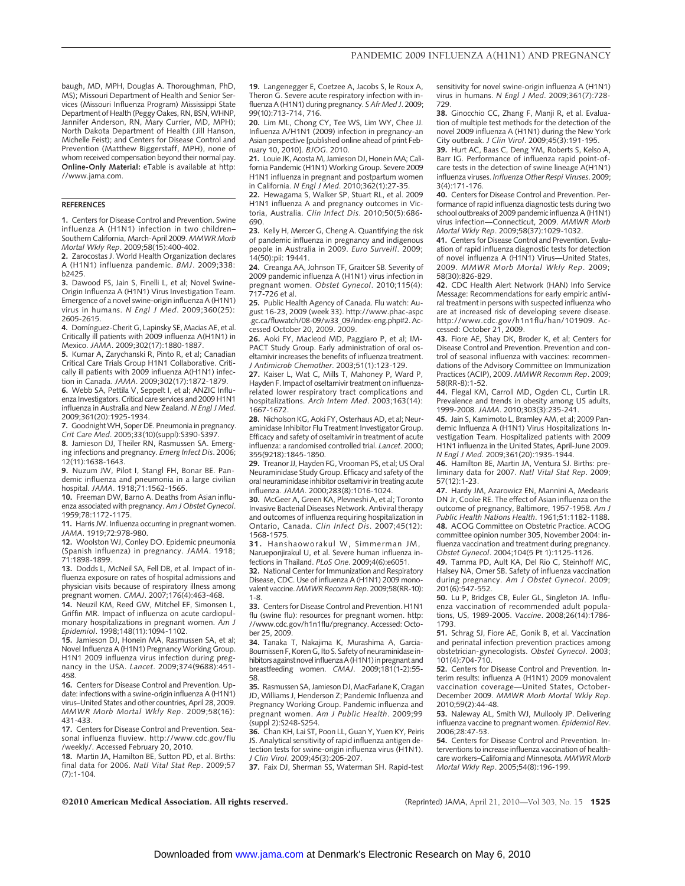baugh, MD, MPH, Douglas A. Thoroughman, PhD, MS); Missouri Department of Health and Senior Services (Missouri Influenza Program) Mississippi State Department of Health (Peggy Oakes, RN, BSN, WHNP, Jannifer Anderson, RN, Mary Currier, MD, MPH); North Dakota Department of Health (Jill Hanson, Michelle Feist); and Centers for Disease Control and Prevention (Matthew Biggerstaff, MPH), none of whom received compensation beyond their normal pay.

**Online-Only Material:** eTable is available at http://www.jama.com.

## REFERENCES

**1.** Centers for Disease Control and Prevention. Swine influenza A (H1N1) infection in two children–Southern California, March-April 2009. *MMWR Morb Mortal Wkly Rep*. 2009;58(15):400-402.

**2.** Zarocostas J. World Health Organization declares A (H1N1) influenza pandemic. *BMJ*. 2009;338:b2425.

**3.** Dawood FS, Jain S, Finelli L, et al; Novel Swine-Origin Influenza A (H1N1) Virus Investigation Team. Emergence of a novel swine-origin influenza A (H1N1) virus in humans. *N Engl J Med*. 2009;360(25):2605-2615.

**4.** Domínguez-Cherit G, Lapinsky SE, Macias AE, et al. Critically ill patients with 2009 influenza A(H1N1) in Mexico. *JAMA*. 2009;302(17):1880-1887.

**5.** Kumar A, Zarychanski R, Pinto R, et al; Canadian Critical Care Trials Group H1N1 Collaborative. Critically ill patients with 2009 influenza A(H1N1) infection in Canada. *JAMA*. 2009;302(17):1872-1879.

**6.** Webb SA, Pettila V, Seppelt I, et al; ANZIC Influenza Investigators. Critical care services and 2009 H1N1 influenza in Australia and New Zealand. *N Engl J Med*. 2009;361(20):1925-1934.

**7.** Goodnight WH, Soper DE. Pneumonia in pregnancy. *Crit Care Med*. 2005;33(10)(suppl):S390-S397.

**8.** Jamieson DJ, Theiler RN, Rasmussen SA. Emerging infections and pregnancy. *Emerg Infect Dis*. 2006;12(11):1638-1643.

**9.** Nuzum JW, Pilot I, Stangl FH, Bonar BE. Pandemic influenza and pneumonia in a large civilian hospital. *JAMA*. 1918;71:1562-1565.

**10.** Freeman DW, Barno A. Deaths from Asian influenza associated with pregnancy. *Am J Obstet Gynecol*. 1959;78:1172-1175.

**11.** Harris JW. Influenza occurring in pregnant women. *JAMA*. 1919;72:978-980.

**12.** Woolston WJ, Conley DO. Epidemic pneumonia (Spanish influenza) in pregnancy. *JAMA*. 1918;71:1898-1899.

**13.** Dodds L, McNeil SA, Fell DB, et al. Impact of influenza exposure on rates of hospital admissions and physician visits because of respiratory illness among pregnant women. *CMAJ*. 2007;176(4):463-468.

**14.** Neuzil KM, Reed GW, Mitchel EF, Simonsen L, Griffin MR. Impact of influenza on acute cardiopulmonary hospitalizations in pregnant women. *Am J Epidemiol*. 1998;148(11):1094-1102.

**15.** Jamieson DJ, Honein MA, Rasmussen SA, et al; Novel Influenza A (H1N1) Pregnancy Working Group. H1N1 2009 influenza virus infection during pregnancy in the USA. *Lancet*. 2009;374(9688):451-458.

**16.** Centers for Disease Control and Prevention. Update: infections with a swine-origin influenza A (H1N1) virus–United States and other countries, April 28, 2009. *MMWR Morb Mortal Wkly Rep*. 2009;58(16):431-433.

**17.** Centers for Disease Control and Prevention. Seasonal influenza fluview. http://www.cdc.gov/flu/weekly/. Accessed February 20, 2010.

**18.** Martin JA, Hamilton BE, Sutton PD, et al. Births: final data for 2006. *Natl Vital Stat Rep*. 2009;57(7):1-104.

**19.** Langenegger E, Coetzee A, Jacobs S, le Roux A, Theron G. Severe acute respiratory infection with influenza A (H1N1) during pregnancy. *S Afr Med J*. 2009;99(10):713-714, 716.

**20.** Lim ML, Chong CY, Tee WS, Lim WY, Chee JJ. Influenza A/H1N1 (2009) infection in pregnancy-an Asian perspective [published online ahead of print February 10, 2010]. *BJOG*. 2010.

**21.** Louie JK, Acosta M, Jamieson DJ, Honein MA; California Pandemic (H1N1) Working Group. Severe 2009 H1N1 influenza in pregnant and postpartum women in California. *N Engl J Med*. 2010;362(1):27-35.

**22.** Hewagama S, Walker SP, Stuart RL, et al. 2009 H1N1 influenza A and pregnancy outcomes in Victoria, Australia. *Clin Infect Dis*. 2010;50(5):686-690.

**23.** Kelly H, Mercer G, Cheng A. Quantifying the risk of pandemic influenza in pregnancy and indigenous people in Australia in 2009. *Euro Surveill*. 2009;14(50):pii: 19441.

**24.** Creanga AA, Johnson TF, Graitcer SB. Severity of 2009 pandemic influenza A (H1N1) virus infection in pregnant women. *Obstet Gynecol*. 2010;115(4):717-726 et al.

**25.** Public Health Agency of Canada. Flu watch: August 16-23, 2009 (week 33). http://www.phac-aspc.gc.ca/fluwatch/08-09/w33_09/index-eng.php#2. Accessed October 20, 2009. 2009.

**26.** Aoki FY, Macleod MD, Paggiaro P, et al; IMPACT Study Group. Early administration of oral oseltamivir increases the benefits of influenza treatment. *J Antimicrob Chemother*. 2003;51(1):123-129.

**27.** Kaiser L, Wat C, Mills T, Mahoney P, Ward P, Hayden F. Impact of oseltamivir treatment on influenza-related lower respiratory tract complications and hospitalizations. *Arch Intern Med*. 2003;163(14):1667-1672.

**28.** Nicholson KG, Aoki FY, Osterhaus AD, et al; Neuraminidase Inhibitor Flu Treatment Investigator Group. Efficacy and safety of oseltamivir in treatment of acute influenza: a randomised controlled trial. *Lancet*. 2000;355(9218):1845-1850.

**29.** Treanor JJ, Hayden FG, Vrooman PS, et al; US Oral Neuraminidase Study Group. Efficacy and safety of the oral neuraminidase inhibitor oseltamivir in treating acute influenza. *JAMA*. 2000;283(8):1016-1024.

**30.** McGeer A, Green KA, Plevneshi A, et al; Toronto Invasive Bacterial Diseases Network. Antiviral therapy and outcomes of influenza requiring hospitalization in Ontario, Canada. *Clin Infect Dis*. 2007;45(12):1568-1575.

**31.** Hanshaoworakul W, Simmerman JM, Narueponjirakul U, et al. Severe human influenza infections in Thailand. *PLoS One*. 2009;4(6):e6051.

**32.** National Center for Immunization and Respiratory Disease, CDC. Use of influenza A (H1N1) 2009 monovalent vaccine. *MMWR Recomm Rep*. 2009;58(RR-10):1-8.

**33.** Centers for Disease Control and Prevention. H1N1 flu (swine flu): resources for pregnant women. http://www.cdc.gov/h1n1flu/pregnancy. Accessed: October 25, 2009.

**34.** Tanaka T, Nakajima K, Murashima A, Garcia-Bournissen F, Koren G, Ito S. Safety of neuraminidase inhibitors against novel influenza A (H1N1) in pregnant and breastfeeding women. *CMAJ*. 2009;181(1-2):55-58.

**35.** Rasmussen SA, Jamieson DJ, MacFarlane K, Cragan JD, Williams J, Henderson Z; Pandemic Influenza and Pregnancy Working Group. Pandemic influenza and pregnant women. *Am J Public Health*. 2009;99(suppl 2):S248-S254.

**36.** Chan KH, Lai ST, Poon LL, Guan Y, Yuen KY, Peiris JS. Analytical sensitivity of rapid influenza antigen detection tests for swine-origin influenza virus (H1N1). *J Clin Virol*. 2009;45(3):205-207.

**37.** Faix DJ, Sherman SS, Waterman SH. Rapid-test sensitivity for novel swine-origin influenza A (H1N1) virus in humans. *N Engl J Med*. 2009;361(7):728-729.

**38.** Ginocchio CC, Zhang F, Manji R, et al. Evaluation of multiple test methods for the detection of the novel 2009 influenza A (H1N1) during the New York City outbreak. *J Clin Virol*. 2009;45(3):191-195.

**39.** Hurt AC, Baas C, Deng YM, Roberts S, Kelso A, Barr IG. Performance of influenza rapid point-of-care tests in the detection of swine lineage A(H1N1) influenza viruses. *Influenza Other Respi Viruses*. 2009;3(4):171-176.

**40.** Centers for Disease Control and Prevention. Performance of rapid influenza diagnostic tests during two school outbreaks of 2009 pandemic influenza A (H1N1) virus infection—Connecticut, 2009. *MMWR Morb Mortal Wkly Rep*. 2009;58(37):1029-1032.

**41.** Centers for Disease Control and Prevention. Evaluation of rapid influenza diagnostic tests for detection of novel influenza A (H1N1) Virus—United States, 2009. *MMWR Morb Mortal Wkly Rep*. 2009;58(30):826-829.

**42.** CDC Health Alert Network (HAN) Info Service Message: Recommendations for early empiric antiviral treatment in persons with suspected influenza who are at increased risk of developing severe disease. http://www.cdc.gov/h1n1flu/han/101909. Accessed: October 21, 2009.

**43.** Fiore AE, Shay DK, Broder K, et al; Centers for Disease Control and Prevention. Prevention and control of seasonal influenza with vaccines: recommendations of the Advisory Committee on Immunization Practices (ACIP), 2009. *MMWR Recomm Rep*. 2009;58(RR-8):1-52.

**44.** Flegal KM, Carroll MD, Ogden CL, Curtin LR. Prevalence and trends in obesity among US adults, 1999-2008. *JAMA*. 2010;303(3):235-241.

**45.** Jain S, Kamimoto L, Bramley AM, et al; 2009 Pandemic Influenza A (H1N1) Virus Hospitalizations Investigation Team. Hospitalized patients with 2009 H1N1 influenza in the United States, April-June 2009. *N Engl J Med*. 2009;361(20):1935-1944.

**46.** Hamilton BE, Martin JA, Ventura SJ. Births: preliminary data for 2007. *Natl Vital Stat Rep*. 2009;57(12):1-23.

**47.** Hardy JM, Azarowicz EN, Mannini A, Medearis DN Jr, Cooke RE. The effect of Asian influenza on the outcome of pregnancy, Baltimore, 1957-1958. *Am J Public Health Nations Health*. 1961;51:1182-1188.

**48.** ACOG Committee on Obstetric Practice. ACOG committee opinion number 305, November 2004: influenza vaccination and treatment during pregnancy. *Obstet Gynecol*. 2004;104(5 Pt 1):1125-1126.

**49.** Tamma PD, Ault KA, Del Rio C, Steinhoff MC, Halsey NA, Omer SB. Safety of influenza vaccination during pregnancy. *Am J Obstet Gynecol*. 2009;201(6):547-552.

**50.** Lu P, Bridges CB, Euler GL, Singleton JA. Influenza vaccination of recommended adult populations, US, 1989-2005. *Vaccine*. 2008;26(14):1786-1793.

**51.** Schrag SJ, Fiore AE, Gonik B, et al. Vaccination and perinatal infection prevention practices among obstetrician-gynecologists. *Obstet Gynecol*. 2003;101(4):704-710.

**52.** Centers for Disease Control and Prevention. Interim results: influenza A (H1N1) 2009 monovalent vaccination coverage—United States, October-December 2009. *MMWR Morb Mortal Wkly Rep*. 2010;59(2):44-48.

**53.** Naleway AL, Smith WJ, Mullooly JP. Delivering influenza vaccine to pregnant women. *Epidemiol Rev*. 2006;28:47-53.

**54.** Centers for Disease Control and Prevention. Interventions to increase influenza vaccination of health-care workers–California and Minnesota. *MMWR Morb Mortal Wkly Rep*. 2005;54(8):196-199.